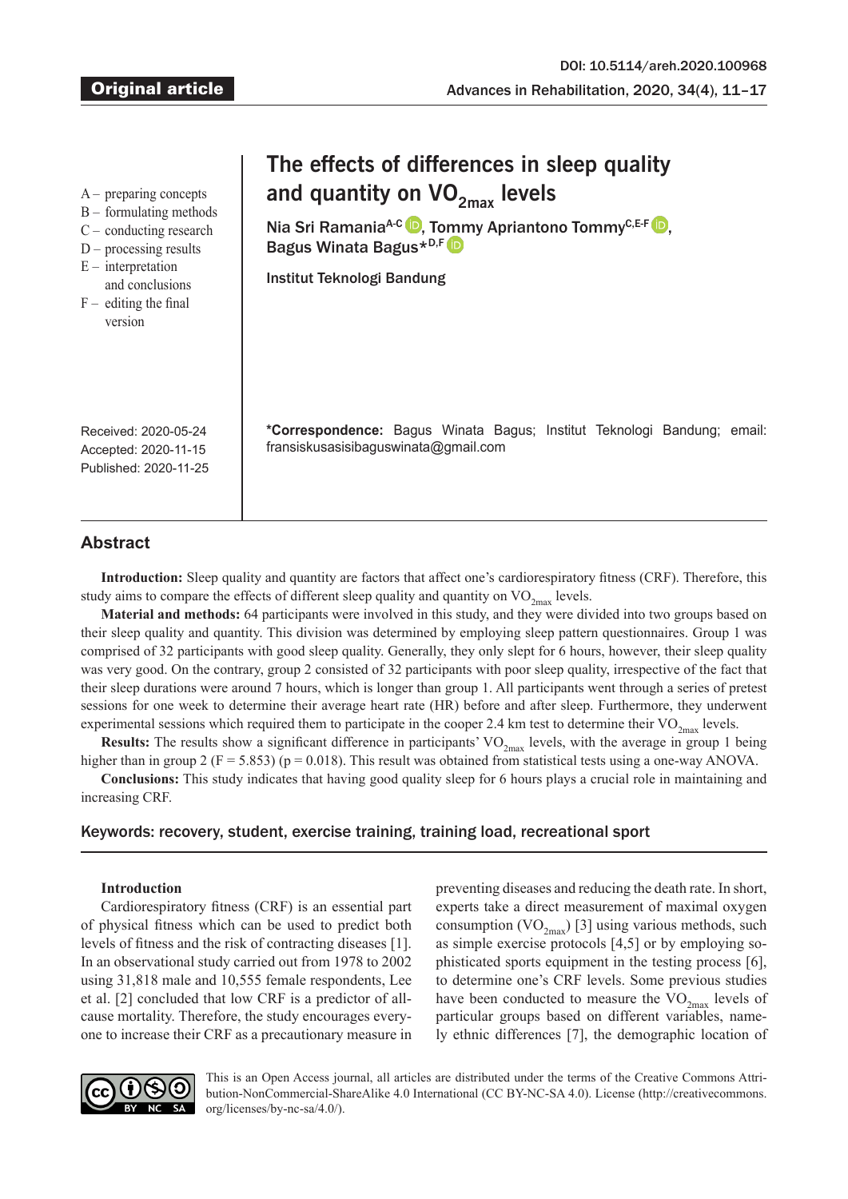Original article

DOI: 10.5114/areh.2020.100968

# The effects of differences in sleep quality and quantity on $VO_{2max}$ levels

Nia Sri Ramania[A-C], Tommy Apriantono Tommy[C,E-F], Bagus Winata Bagus*[D,F]

Institut Teknologi Bandung

A – preparing concepts
B – formulating methods
C – conducting research
D – processing results
E – interpretation and conclusions
F – editing the final version

Received: 2020-05-24
Accepted: 2020-11-15
Published: 2020-11-25

**\*Correspondence:** Bagus Winata Bagus; Institut Teknologi Bandung; email: fransiskusasisibaguswinata@gmail.com

## Abstract

**Introduction:** Sleep quality and quantity are factors that affect one's cardiorespiratory fitness (CRF). Therefore, this study aims to compare the effects of different sleep quality and quantity on $VO_{2max}$ levels.

**Material and methods:** 64 participants were involved in this study, and they were divided into two groups based on their sleep quality and quantity. This division was determined by employing sleep pattern questionnaires. Group 1 was comprised of 32 participants with good sleep quality. Generally, they only slept for 6 hours, however, their sleep quality was very good. On the contrary, group 2 consisted of 32 participants with poor sleep quality, irrespective of the fact that their sleep durations were around 7 hours, which is longer than group 1. All participants went through a series of pretest sessions for one week to determine their average heart rate (HR) before and after sleep. Furthermore, they underwent experimental sessions which required them to participate in the cooper 2.4 km test to determine their $VO_{2max}$ levels.

**Results:** The results show a significant difference in participants' $VO_{2max}$ levels, with the average in group 1 being higher than in group 2 ($F = 5.853$) ($p = 0.018$). This result was obtained from statistical tests using a one-way ANOVA.

**Conclusions:** This study indicates that having good quality sleep for 6 hours plays a crucial role in maintaining and increasing CRF.

Keywords: recovery, student, exercise training, training load, recreational sport

### Introduction

Cardiorespiratory fitness (CRF) is an essential part of physical fitness which can be used to predict both levels of fitness and the risk of contracting diseases [1]. In an observational study carried out from 1978 to 2002 using 31,818 male and 10,555 female respondents, Lee et al. [2] concluded that low CRF is a predictor of all-cause mortality. Therefore, the study encourages everyone to increase their CRF as a precautionary measure in preventing diseases and reducing the death rate. In short, experts take a direct measurement of maximal oxygen consumption ($VO_{2max}$) [3] using various methods, such as simple exercise protocols [4,5] or by employing sophisticated sports equipment in the testing process [6], to determine one's CRF levels. Some previous studies have been conducted to measure the $VO_{2max}$ levels of particular groups based on different variables, namely ethnic differences [7], the demographic location of

This is an Open Access journal, all articles are distributed under the terms of the Creative Commons Attribution-NonCommercial-ShareAlike 4.0 International (CC BY-NC-SA 4.0). License (http://creativecommons.org/licenses/by-nc-sa/4.0/).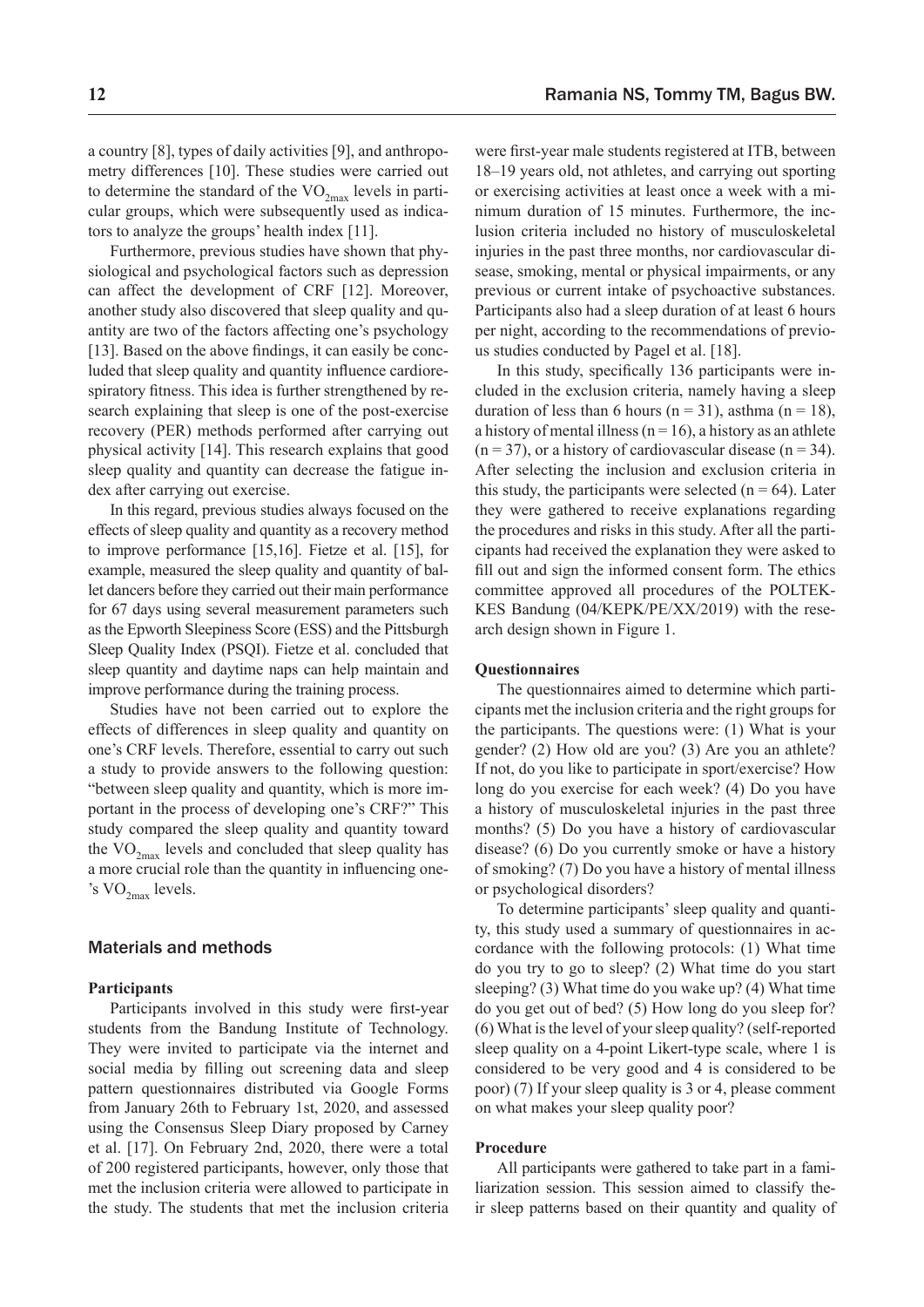a country [8], types of daily activities [9], and anthropometry differences [10]. These studies were carried out to determine the standard of the $VO_{2max}$ levels in particular groups, which were subsequently used as indicators to analyze the groups' health index [11].

Furthermore, previous studies have shown that physiological and psychological factors such as depression can affect the development of CRF [12]. Moreover, another study also discovered that sleep quality and quantity are two of the factors affecting one's psychology [13]. Based on the above findings, it can easily be concluded that sleep quality and quantity influence cardiorespiratory fitness. This idea is further strengthened by research explaining that sleep is one of the post-exercise recovery (PER) methods performed after carrying out physical activity [14]. This research explains that good sleep quality and quantity can decrease the fatigue index after carrying out exercise.

In this regard, previous studies always focused on the effects of sleep quality and quantity as a recovery method to improve performance [15,16]. Fietze et al. [15], for example, measured the sleep quality and quantity of ballet dancers before they carried out their main performance for 67 days using several measurement parameters such as the Epworth Sleepiness Score (ESS) and the Pittsburgh Sleep Quality Index (PSQI). Fietze et al. concluded that sleep quantity and daytime naps can help maintain and improve performance during the training process.

Studies have not been carried out to explore the effects of differences in sleep quality and quantity on one's CRF levels. Therefore, essential to carry out such a study to provide answers to the following question: "between sleep quality and quantity, which is more important in the process of developing one's CRF?" This study compared the sleep quality and quantity toward the $VO_{2max}$ levels and concluded that sleep quality has a more crucial role than the quantity in influencing one's $VO_{2max}$ levels.

## Materials and methods

### Participants

Participants involved in this study were first-year students from the Bandung Institute of Technology. They were invited to participate via the internet and social media by filling out screening data and sleep pattern questionnaires distributed via Google Forms from January 26th to February 1st, 2020, and assessed using the Consensus Sleep Diary proposed by Carney et al. [17]. On February 2nd, 2020, there were a total of 200 registered participants, however, only those that met the inclusion criteria were allowed to participate in the study. The students that met the inclusion criteria were first-year male students registered at ITB, between 18–19 years old, not athletes, and carrying out sporting or exercising activities at least once a week with a minimum duration of 15 minutes. Furthermore, the inclusion criteria included no history of musculoskeletal injuries in the past three months, nor cardiovascular disease, smoking, mental or physical impairments, or any previous or current intake of psychoactive substances. Participants also had a sleep duration of at least 6 hours per night, according to the recommendations of previous studies conducted by Pagel et al. [18].

In this study, specifically 136 participants were included in the exclusion criteria, namely having a sleep duration of less than 6 hours ($n = 31$), asthma ($n = 18$), a history of mental illness ($n = 16$), a history as an athlete ($n = 37$), or a history of cardiovascular disease ($n = 34$). After selecting the inclusion and exclusion criteria in this study, the participants were selected ($n = 64$). Later they were gathered to receive explanations regarding the procedures and risks in this study. After all the participants had received the explanation they were asked to fill out and sign the informed consent form. The ethics committee approved all procedures of the POLTEKKES Bandung (04/KEPK/PE/XX/2019) with the research design shown in Figure 1.

### Questionnaires

The questionnaires aimed to determine which participants met the inclusion criteria and the right groups for the participants. The questions were: (1) What is your gender? (2) How old are you? (3) Are you an athlete? If not, do you like to participate in sport/exercise? How long do you exercise for each week? (4) Do you have a history of musculoskeletal injuries in the past three months? (5) Do you have a history of cardiovascular disease? (6) Do you currently smoke or have a history of smoking? (7) Do you have a history of mental illness or psychological disorders?

To determine participants' sleep quality and quantity, this study used a summary of questionnaires in accordance with the following protocols: (1) What time do you try to go to sleep? (2) What time do you start sleeping? (3) What time do you wake up? (4) What time do you get out of bed? (5) How long do you sleep for? (6) What is the level of your sleep quality? (self-reported sleep quality on a 4-point Likert-type scale, where 1 is considered to be very good and 4 is considered to be poor) (7) If your sleep quality is 3 or 4, please comment on what makes your sleep quality poor?

### Procedure

All participants were gathered to take part in a familiarization session. This session aimed to classify their sleep patterns based on their quantity and quality of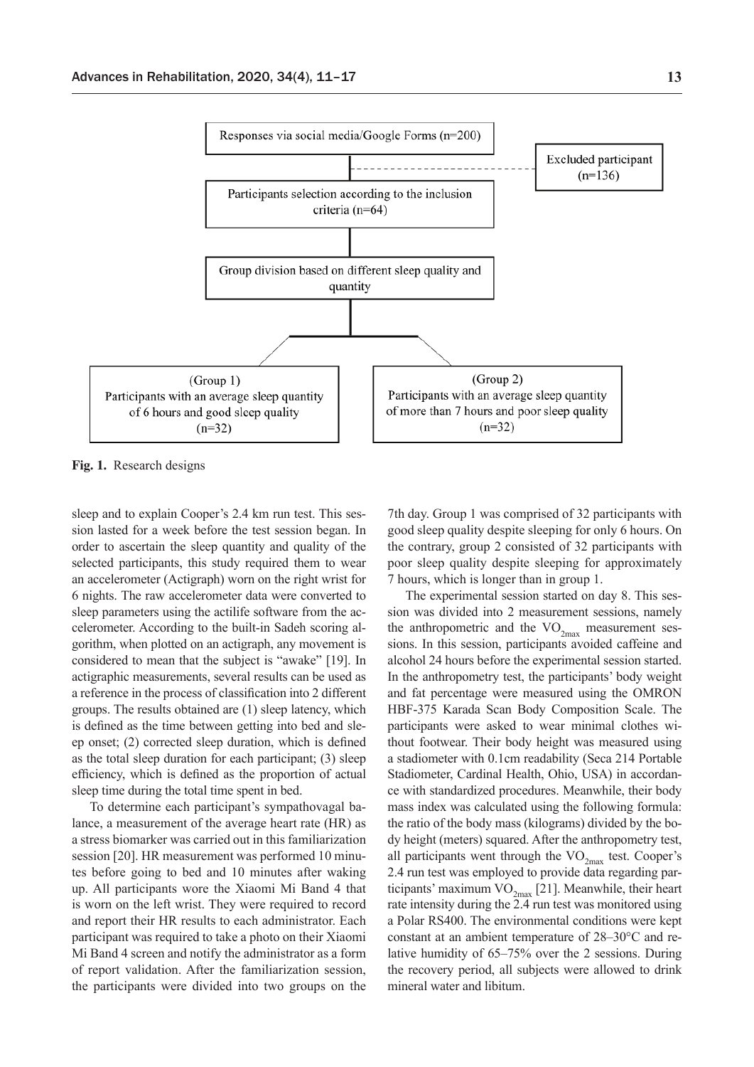Responses via social media/Google Forms (n=200)

Excluded participant (n=136)

Participants selection according to the inclusion criteria (n=64)

Group division based on different sleep quality and quantity

(Group 1) Participants with an average sleep quantity of 6 hours and good sleep quality (n=32)

(Group 2) Participants with an average sleep quantity of more than 7 hours and poor sleep quality (n=32)

**Fig. 1.** Research designs

sleep and to explain Cooper's 2.4 km run test. This session lasted for a week before the test session began. In order to ascertain the sleep quantity and quality of the selected participants, this study required them to wear an accelerometer (Actigraph) worn on the right wrist for 6 nights. The raw accelerometer data were converted to sleep parameters using the actilife software from the accelerometer. According to the built-in Sadeh scoring algorithm, when plotted on an actigraph, any movement is considered to mean that the subject is "awake" [19]. In actigraphic measurements, several results can be used as a reference in the process of classification into 2 different groups. The results obtained are (1) sleep latency, which is defined as the time between getting into bed and sleep onset; (2) corrected sleep duration, which is defined as the total sleep duration for each participant; (3) sleep efficiency, which is defined as the proportion of actual sleep time during the total time spent in bed.

To determine each participant's sympathovagal balance, a measurement of the average heart rate (HR) as a stress biomarker was carried out in this familiarization session [20]. HR measurement was performed 10 minutes before going to bed and 10 minutes after waking up. All participants wore the Xiaomi Mi Band 4 that is worn on the left wrist. They were required to record and report their HR results to each administrator. Each participant was required to take a photo on their Xiaomi Mi Band 4 screen and notify the administrator as a form of report validation. After the familiarization session, the participants were divided into two groups on the 7th day. Group 1 was comprised of 32 participants with good sleep quality despite sleeping for only 6 hours. On the contrary, group 2 consisted of 32 participants with poor sleep quality despite sleeping for approximately 7 hours, which is longer than in group 1.

The experimental session started on day 8. This session was divided into 2 measurement sessions, namely the anthropometric and the $VO_{2max}$ measurement sessions. In this session, participants avoided caffeine and alcohol 24 hours before the experimental session started. In the anthropometry test, the participants' body weight and fat percentage were measured using the OMRON HBF-375 Karada Scan Body Composition Scale. The participants were asked to wear minimal clothes without footwear. Their body height was measured using a stadiometer with 0.1cm readability (Seca 214 Portable Stadiometer, Cardinal Health, Ohio, USA) in accordance with standardized procedures. Meanwhile, their body mass index was calculated using the following formula: the ratio of the body mass (kilograms) divided by the body height (meters) squared. After the anthropometry test, all participants went through the $VO_{2max}$ test. Cooper's 2.4 run test was employed to provide data regarding participants' maximum $VO_{2max}$ [21]. Meanwhile, their heart rate intensity during the 2.4 run test was monitored using a Polar RS400. The environmental conditions were kept constant at an ambient temperature of 28–30°C and relative humidity of 65–75% over the 2 sessions. During the recovery period, all subjects were allowed to drink mineral water and libitum.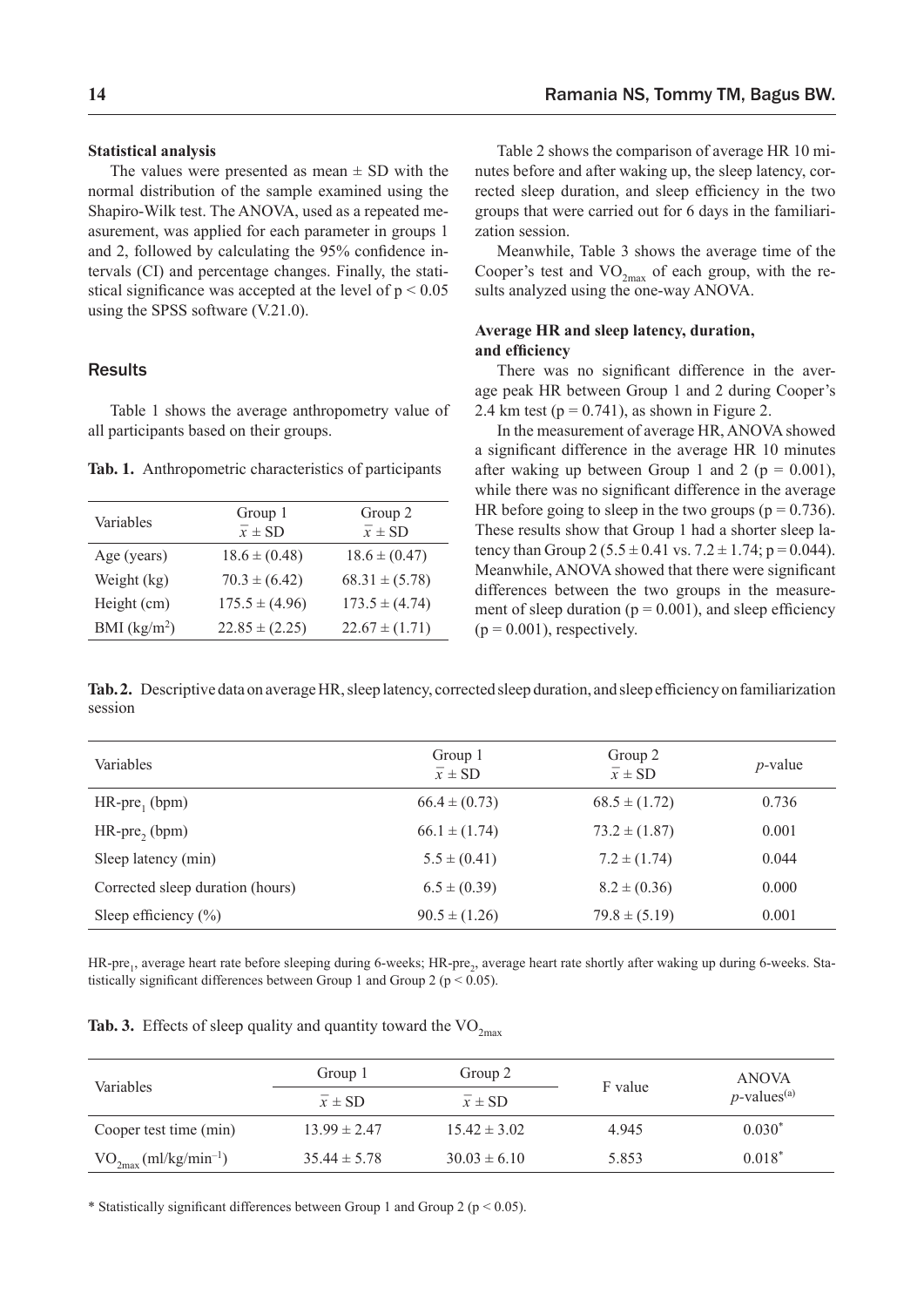### Statistical analysis

The values were presented as mean ± SD with the normal distribution of the sample examined using the Shapiro-Wilk test. The ANOVA, used as a repeated measurement, was applied for each parameter in groups 1 and 2, followed by calculating the 95% confidence intervals (CI) and percentage changes. Finally, the statistical significance was accepted at the level of $p < 0.05$ using the SPSS software (V.21.0).

## Results

Table 1 shows the average anthropometry value of all participants based on their groups.

**Tab. 1.** Anthropometric characteristics of participants

| Variables | Group 1 $\bar{x} \pm$ SD | Group 2 $\bar{x} \pm$ SD |
|---|---|---|
| Age (years) | 18.6 ± (0.48) | 18.6 ± (0.47) |
| Weight (kg) | 70.3 ± (6.42) | 68.31 ± (5.78) |
| Height (cm) | 175.5 ± (4.96) | 173.5 ± (4.74) |
| BMI ($kg/m^2$) | 22.85 ± (2.25) | 22.67 ± (1.71) |

Table 2 shows the comparison of average HR 10 minutes before and after waking up, the sleep latency, corrected sleep duration, and sleep efficiency in the two groups that were carried out for 6 days in the familiarization session.

Meanwhile, Table 3 shows the average time of the Cooper's test and $VO_{2max}$ of each group, with the results analyzed using the one-way ANOVA.

### Average HR and sleep latency, duration, and efficiency

There was no significant difference in the average peak HR between Group 1 and 2 during Cooper's 2.4 km test ($p = 0.741$), as shown in Figure 2.

In the measurement of average HR, ANOVA showed a significant difference in the average HR 10 minutes after waking up between Group 1 and 2 ($p = 0.001$), while there was no significant difference in the average HR before going to sleep in the two groups ($p = 0.736$). These results show that Group 1 had a shorter sleep latency than Group 2 (5.5 ± 0.41 vs. 7.2 ± 1.74; $p = 0.044$). Meanwhile, ANOVA showed that there were significant differences between the two groups in the measurement of sleep duration ($p = 0.001$), and sleep efficiency ($p = 0.001$), respectively.

**Tab. 2.** Descriptive data on average HR, sleep latency, corrected sleep duration, and sleep efficiency on familiarization session

| Variables | Group 1 $\bar{x} \pm$ SD | Group 2 $\bar{x} \pm$ SD | *p*-value |
|---|---|---|---|
| $HR\text{-}pre_1$ (bpm) | 66.4 ± (0.73) | 68.5 ± (1.72) | 0.736 |
| $HR\text{-}pre_2$ (bpm) | 66.1 ± (1.74) | 73.2 ± (1.87) | 0.001 |
| Sleep latency (min) | 5.5 ± (0.41) | 7.2 ± (1.74) | 0.044 |
| Corrected sleep duration (hours) | 6.5 ± (0.39) | 8.2 ± (0.36) | 0.000 |
| Sleep efficiency (%) | 90.5 ± (1.26) | 79.8 ± (5.19) | 0.001 |

$HR\text{-}pre_1$, average heart rate before sleeping during 6-weeks; $HR\text{-}pre_2$, average heart rate shortly after waking up during 6-weeks. Statistically significant differences between Group 1 and Group 2 ($p < 0.05$).

**Tab. 3.** Effects of sleep quality and quantity toward the $VO_{2max}$

| Variables | Group 1 | Group 2 | F value | ANOVA |
|---|---|---|---|---|
| | $\bar{x} \pm$ SD | $\bar{x} \pm$ SD | | *p*-values[(a)] |
| Cooper test time (min) | 13.99 ± 2.47 | 15.42 ± 3.02 | 4.945 | 0.030* |
| $VO_{2max}$ ($ml/kg/min^{-1}$) | 35.44 ± 5.78 | 30.03 ± 6.10 | 5.853 | 0.018* |

\* Statistically significant differences between Group 1 and Group 2 ($p < 0.05$).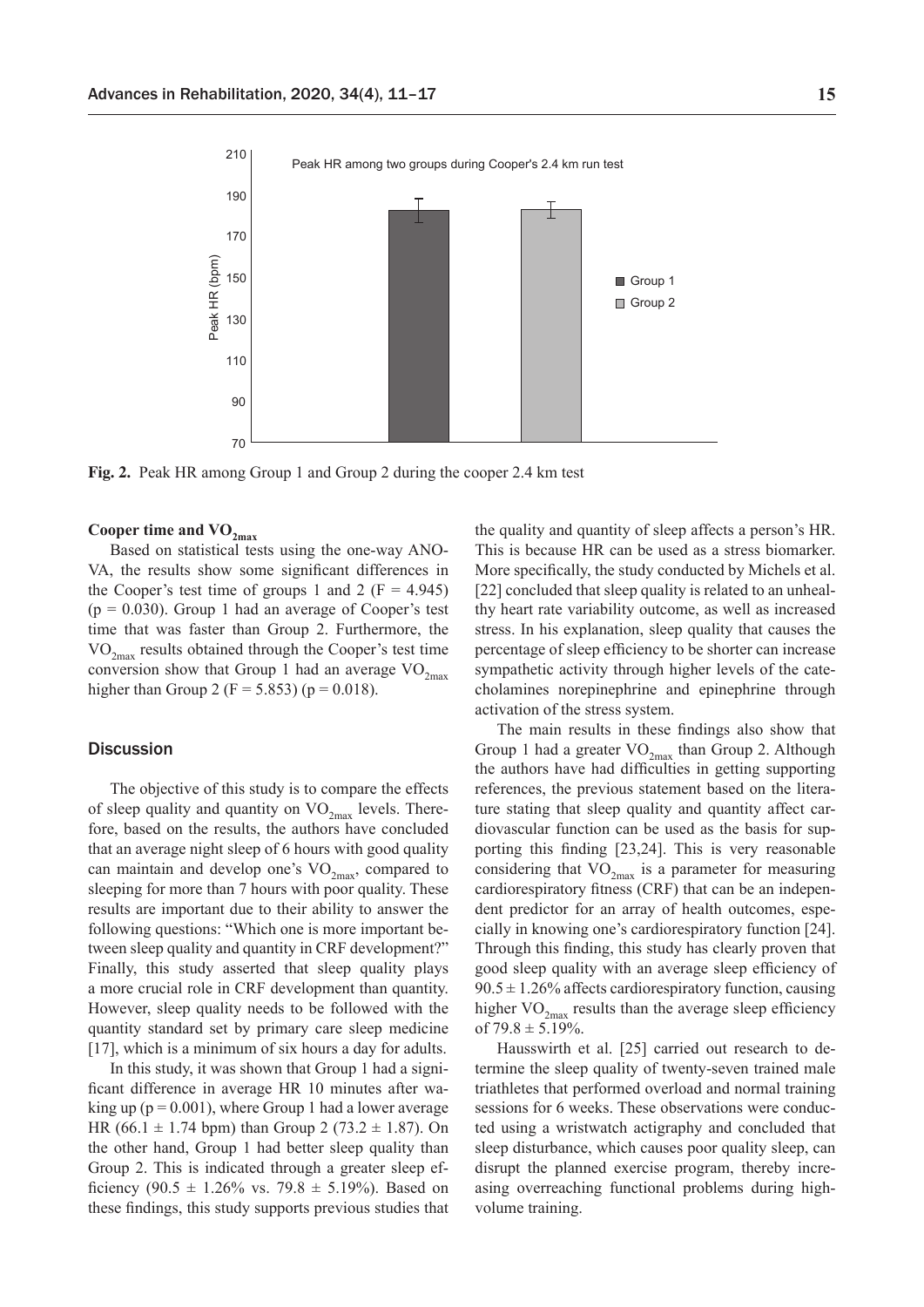**Fig. 2.** Peak HR among Group 1 and Group 2 during the cooper 2.4 km test

### Cooper time and $VO_{2max}$

Based on statistical tests using the one-way ANOVA, the results show some significant differences in the Cooper's test time of groups 1 and 2 ($F = 4.945$) ($p = 0.030$). Group 1 had an average of Cooper's test time that was faster than Group 2. Furthermore, the $VO_{2max}$ results obtained through the Cooper's test time conversion show that Group 1 had an average $VO_{2max}$ higher than Group 2 ($F = 5.853$) ($p = 0.018$).

## Discussion

The objective of this study is to compare the effects of sleep quality and quantity on $VO_{2max}$ levels. Therefore, based on the results, the authors have concluded that an average night sleep of 6 hours with good quality can maintain and develop one's $VO_{2max}$, compared to sleeping for more than 7 hours with poor quality. These results are important due to their ability to answer the following questions: "Which one is more important between sleep quality and quantity in CRF development?" Finally, this study asserted that sleep quality plays a more crucial role in CRF development than quantity. However, sleep quality needs to be followed with the quantity standard set by primary care sleep medicine [17], which is a minimum of six hours a day for adults.

In this study, it was shown that Group 1 had a significant difference in average HR 10 minutes after waking up ($p = 0.001$), where Group 1 had a lower average HR ($66.1 \pm 1.74$ bpm) than Group 2 ($73.2 \pm 1.87$). On the other hand, Group 1 had better sleep quality than Group 2. This is indicated through a greater sleep efficiency ($90.5 \pm 1.26\%$ vs. $79.8 \pm 5.19\%$). Based on these findings, this study supports previous studies that the quality and quantity of sleep affects a person's HR. This is because HR can be used as a stress biomarker. More specifically, the study conducted by Michels et al. [22] concluded that sleep quality is related to an unhealthy heart rate variability outcome, as well as increased stress. In his explanation, sleep quality that causes the percentage of sleep efficiency to be shorter can increase sympathetic activity through higher levels of the catecholamines norepinephrine and epinephrine through activation of the stress system.

The main results in these findings also show that Group 1 had a greater $VO_{2max}$ than Group 2. Although the authors have had difficulties in getting supporting references, the previous statement based on the literature stating that sleep quality and quantity affect cardiovascular function can be used as the basis for supporting this finding [23,24]. This is very reasonable considering that $VO_{2max}$ is a parameter for measuring cardiorespiratory fitness (CRF) that can be an independent predictor for an array of health outcomes, especially in knowing one's cardiorespiratory function [24]. Through this finding, this study has clearly proven that good sleep quality with an average sleep efficiency of $90.5 \pm 1.26\%$ affects cardiorespiratory function, causing higher $VO_{2max}$ results than the average sleep efficiency of $79.8 \pm 5.19\%$.

Hausswirth et al. [25] carried out research to determine the sleep quality of twenty-seven trained male triathletes that performed overload and normal training sessions for 6 weeks. These observations were conducted using a wristwatch actigraphy and concluded that sleep disturbance, which causes poor quality sleep, can disrupt the planned exercise program, thereby increasing overreaching functional problems during high-volume training.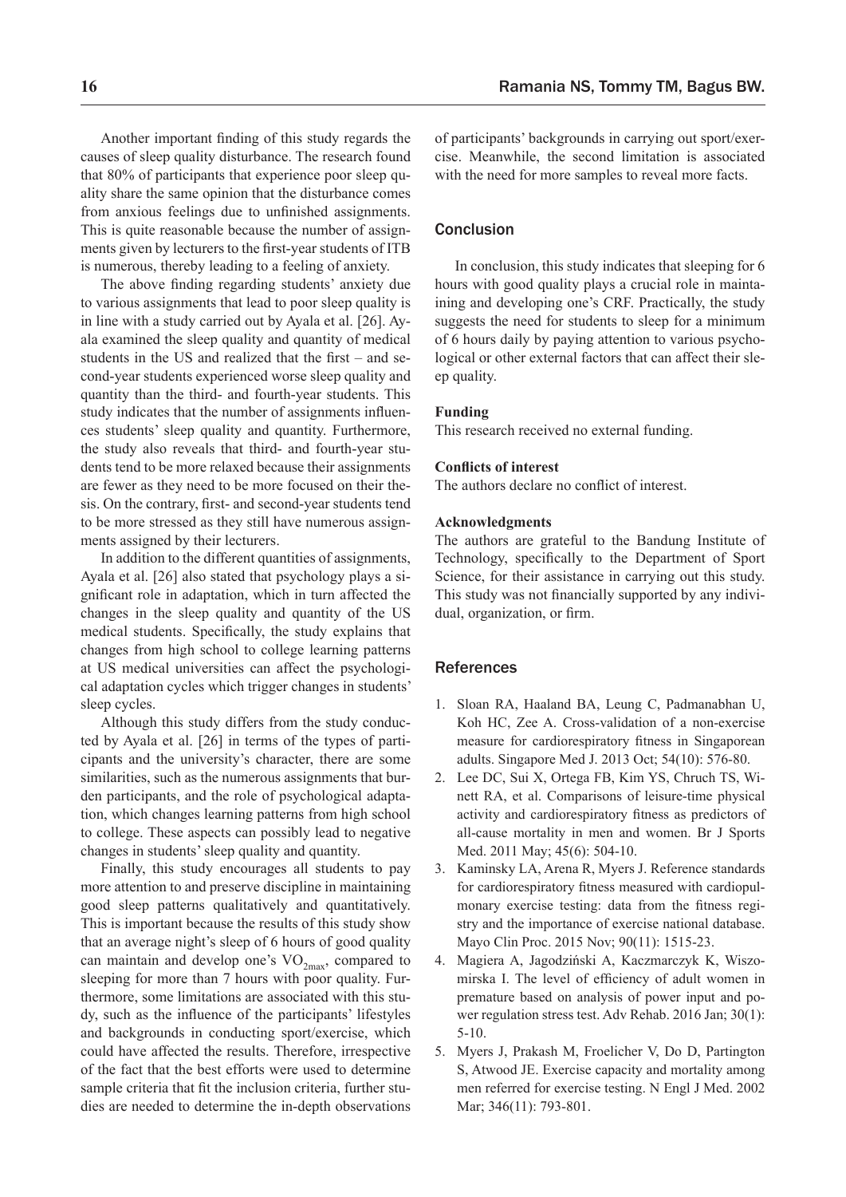Another important finding of this study regards the causes of sleep quality disturbance. The research found that 80% of participants that experience poor sleep quality share the same opinion that the disturbance comes from anxious feelings due to unfinished assignments. This is quite reasonable because the number of assignments given by lecturers to the first-year students of ITB is numerous, thereby leading to a feeling of anxiety.

The above finding regarding students' anxiety due to various assignments that lead to poor sleep quality is in line with a study carried out by Ayala et al. [26]. Ayala examined the sleep quality and quantity of medical students in the US and realized that the first – and second-year students experienced worse sleep quality and quantity than the third- and fourth-year students. This study indicates that the number of assignments influences students' sleep quality and quantity. Furthermore, the study also reveals that third- and fourth-year students tend to be more relaxed because their assignments are fewer as they need to be more focused on their thesis. On the contrary, first- and second-year students tend to be more stressed as they still have numerous assignments assigned by their lecturers.

In addition to the different quantities of assignments, Ayala et al. [26] also stated that psychology plays a significant role in adaptation, which in turn affected the changes in the sleep quality and quantity of the US medical students. Specifically, the study explains that changes from high school to college learning patterns at US medical universities can affect the psychological adaptation cycles which trigger changes in students' sleep cycles.

Although this study differs from the study conducted by Ayala et al. [26] in terms of the types of participants and the university's character, there are some similarities, such as the numerous assignments that burden participants, and the role of psychological adaptation, which changes learning patterns from high school to college. These aspects can possibly lead to negative changes in students' sleep quality and quantity.

Finally, this study encourages all students to pay more attention to and preserve discipline in maintaining good sleep patterns qualitatively and quantitatively. This is important because the results of this study show that an average night's sleep of 6 hours of good quality can maintain and develop one's $VO_{2max}$, compared to sleeping for more than 7 hours with poor quality. Furthermore, some limitations are associated with this study, such as the influence of the participants' lifestyles and backgrounds in conducting sport/exercise, which could have affected the results. Therefore, irrespective of the fact that the best efforts were used to determine sample criteria that fit the inclusion criteria, further studies are needed to determine the in-depth observations of participants' backgrounds in carrying out sport/exercise. Meanwhile, the second limitation is associated with the need for more samples to reveal more facts.

## Conclusion

In conclusion, this study indicates that sleeping for 6 hours with good quality plays a crucial role in maintaining and developing one's CRF. Practically, the study suggests the need for students to sleep for a minimum of 6 hours daily by paying attention to various psychological or other external factors that can affect their sleep quality.

**Funding**

This research received no external funding.

**Conflicts of interest**

The authors declare no conflict of interest.

**Acknowledgments**

The authors are grateful to the Bandung Institute of Technology, specifically to the Department of Sport Science, for their assistance in carrying out this study. This study was not financially supported by any individual, organization, or firm.

## References

1. Sloan RA, Haaland BA, Leung C, Padmanabhan U, Koh HC, Zee A. Cross-validation of a non-exercise measure for cardiorespiratory fitness in Singaporean adults. Singapore Med J. 2013 Oct; 54(10): 576-80.
2. Lee DC, Sui X, Ortega FB, Kim YS, Chruch TS, Winett RA, et al. Comparisons of leisure-time physical activity and cardiorespiratory fitness as predictors of all-cause mortality in men and women. Br J Sports Med. 2011 May; 45(6): 504-10.
3. Kaminsky LA, Arena R, Myers J. Reference standards for cardiorespiratory fitness measured with cardiopulmonary exercise testing: data from the fitness registry and the importance of exercise national database. Mayo Clin Proc. 2015 Nov; 90(11): 1515-23.
4. Magiera A, Jagodziński A, Kaczmarczyk K, Wiszomirska I. The level of efficiency of adult women in premature based on analysis of power input and power regulation stress test. Adv Rehab. 2016 Jan; 30(1): 5-10.
5. Myers J, Prakash M, Froelicher V, Do D, Partington S, Atwood JE. Exercise capacity and mortality among men referred for exercise testing. N Engl J Med. 2002 Mar; 346(11): 793-801.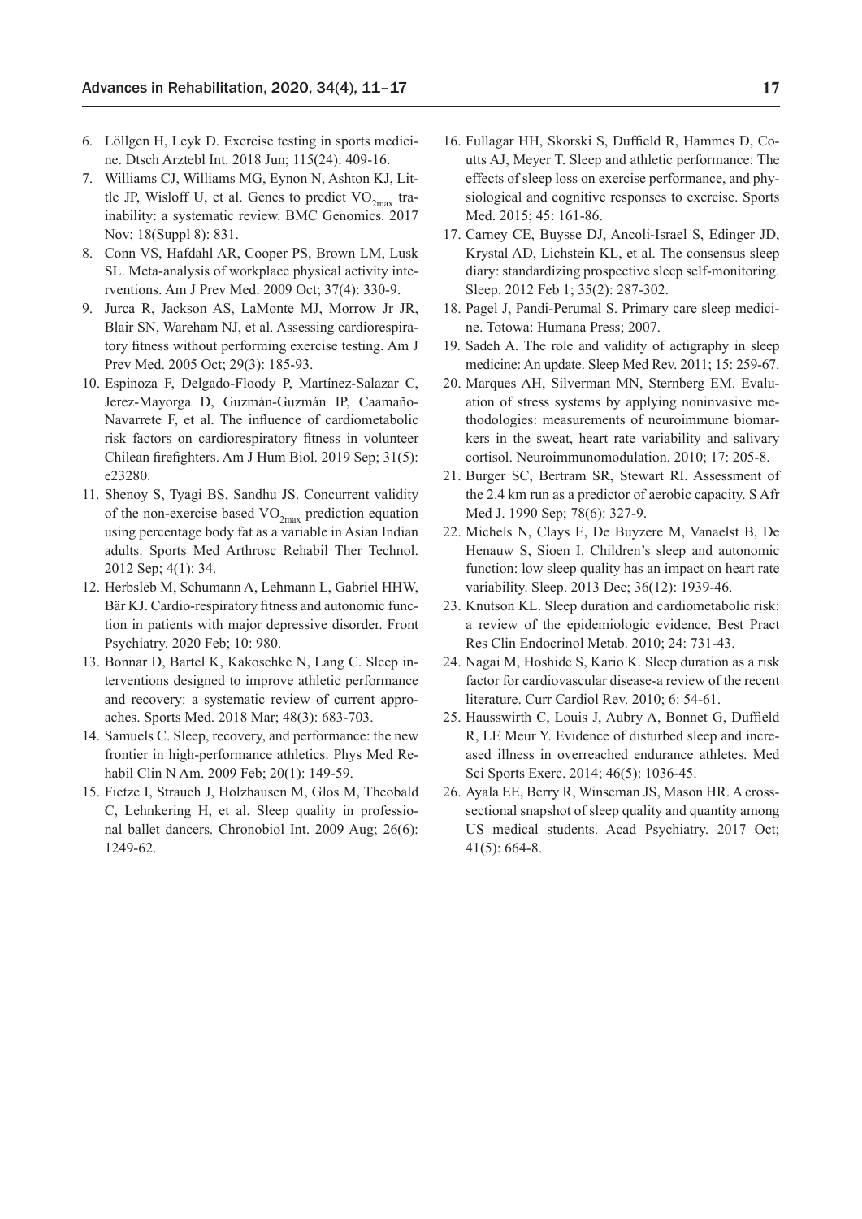6. Löllgen H, Leyk D. Exercise testing in sports medicine. Dtsch Arztebl Int. 2018 Jun; 115(24): 409-16.
7. Williams CJ, Williams MG, Eynon N, Ashton KJ, Little JP, Wisloff U, et al. Genes to predict $VO_{2max}$ trainability: a systematic review. BMC Genomics. 2017 Nov; 18(Suppl 8): 831.
8. Conn VS, Hafdahl AR, Cooper PS, Brown LM, Lusk SL. Meta-analysis of workplace physical activity interventions. Am J Prev Med. 2009 Oct; 37(4): 330-9.
9. Jurca R, Jackson AS, LaMonte MJ, Morrow Jr JR, Blair SN, Wareham NJ, et al. Assessing cardiorespiratory fitness without performing exercise testing. Am J Prev Med. 2005 Oct; 29(3): 185-93.
10. Espinoza F, Delgado-Floody P, Martínez-Salazar C, Jerez-Mayorga D, Guzmán-Guzmán IP, Caamaño-Navarrete F, et al. The influence of cardiometabolic risk factors on cardiorespiratory fitness in volunteer Chilean firefighters. Am J Hum Biol. 2019 Sep; 31(5): e23280.
11. Shenoy S, Tyagi BS, Sandhu JS. Concurrent validity of the non-exercise based $VO_{2max}$ prediction equation using percentage body fat as a variable in Asian Indian adults. Sports Med Arthrosc Rehabil Ther Technol. 2012 Sep; 4(1): 34.
12. Herbsleb M, Schumann A, Lehmann L, Gabriel HHW, Bär KJ. Cardio-respiratory fitness and autonomic function in patients with major depressive disorder. Front Psychiatry. 2020 Feb; 10: 980.
13. Bonnar D, Bartel K, Kakoschke N, Lang C. Sleep interventions designed to improve athletic performance and recovery: a systematic review of current approaches. Sports Med. 2018 Mar; 48(3): 683-703.
14. Samuels C. Sleep, recovery, and performance: the new frontier in high-performance athletics. Phys Med Rehabil Clin N Am. 2009 Feb; 20(1): 149-59.
15. Fietze I, Strauch J, Holzhausen M, Glos M, Theobald C, Lehnkering H, et al. Sleep quality in professional ballet dancers. Chronobiol Int. 2009 Aug; 26(6): 1249-62.
16. Fullagar HH, Skorski S, Duffield R, Hammes D, Coutts AJ, Meyer T. Sleep and athletic performance: The effects of sleep loss on exercise performance, and physiological and cognitive responses to exercise. Sports Med. 2015; 45: 161-86.
17. Carney CE, Buysse DJ, Ancoli-Israel S, Edinger JD, Krystal AD, Lichstein KL, et al. The consensus sleep diary: standardizing prospective sleep self-monitoring. Sleep. 2012 Feb 1; 35(2): 287-302.
18. Pagel J, Pandi-Perumal S. Primary care sleep medicine. Totowa: Humana Press; 2007.
19. Sadeh A. The role and validity of actigraphy in sleep medicine: An update. Sleep Med Rev. 2011; 15: 259-67.
20. Marques AH, Silverman MN, Sternberg EM. Evaluation of stress systems by applying noninvasive methodologies: measurements of neuroimmune biomarkers in the sweat, heart rate variability and salivary cortisol. Neuroimmunomodulation. 2010; 17: 205-8.
21. Burger SC, Bertram SR, Stewart RI. Assessment of the 2.4 km run as a predictor of aerobic capacity. S Afr Med J. 1990 Sep; 78(6): 327-9.
22. Michels N, Clays E, De Buyzere M, Vanaelst B, De Henauw S, Sioen I. Children's sleep and autonomic function: low sleep quality has an impact on heart rate variability. Sleep. 2013 Dec; 36(12): 1939-46.
23. Knutson KL. Sleep duration and cardiometabolic risk: a review of the epidemiologic evidence. Best Pract Res Clin Endocrinol Metab. 2010; 24: 731-43.
24. Nagai M, Hoshide S, Kario K. Sleep duration as a risk factor for cardiovascular disease-a review of the recent literature. Curr Cardiol Rev. 2010; 6: 54-61.
25. Hausswirth C, Louis J, Aubry A, Bonnet G, Duffield R, LE Meur Y. Evidence of disturbed sleep and increased illness in overreached endurance athletes. Med Sci Sports Exerc. 2014; 46(5): 1036-45.
26. Ayala EE, Berry R, Winseman JS, Mason HR. A cross-sectional snapshot of sleep quality and quantity among US medical students. Acad Psychiatry. 2017 Oct; 41(5): 664-8.